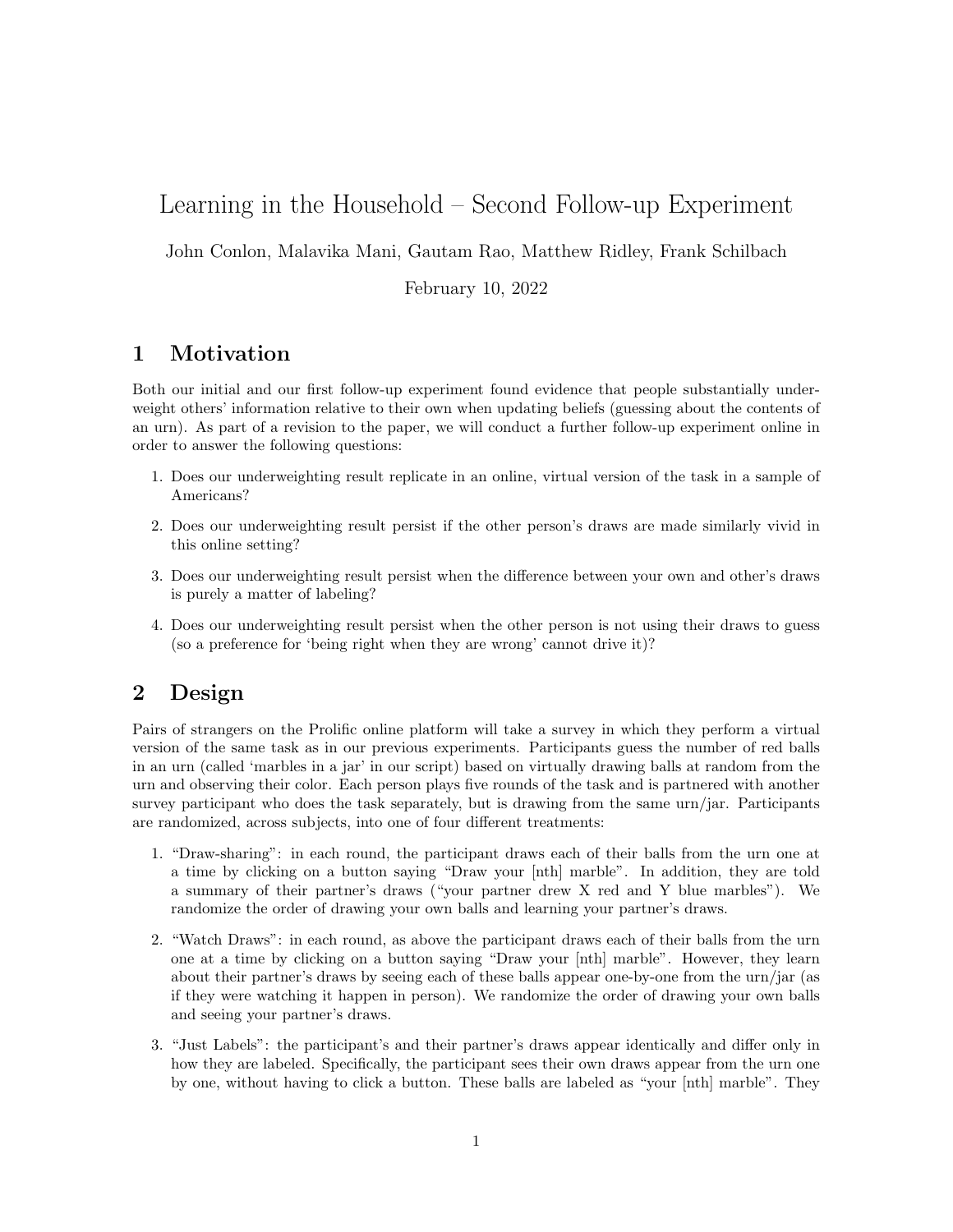# Learning in the Household – Second Follow-up Experiment

John Conlon, Malavika Mani, Gautam Rao, Matthew Ridley, Frank Schilbach

February 10, 2022

## 1 Motivation

Both our initial and our first follow-up experiment found evidence that people substantially underweight others' information relative to their own when updating beliefs (guessing about the contents of an urn). As part of a revision to the paper, we will conduct a further follow-up experiment online in order to answer the following questions:

1. Does our underweighting result replicate in an online, virtual version of the task in a sample of Americans?
2. Does our underweighting result persist if the other person's draws are made similarly vivid in this online setting?
3. Does our underweighting result persist when the difference between your own and other's draws is purely a matter of labeling?
4. Does our underweighting result persist when the other person is not using their draws to guess (so a preference for 'being right when they are wrong' cannot drive it)?

## 2 Design

Pairs of strangers on the Prolific online platform will take a survey in which they perform a virtual version of the same task as in our previous experiments. Participants guess the number of red balls in an urn (called 'marbles in a jar' in our script) based on virtually drawing balls at random from the urn and observing their color. Each person plays five rounds of the task and is partnered with another survey participant who does the task separately, but is drawing from the same urn/jar. Participants are randomized, across subjects, into one of four different treatments:

1. "Draw-sharing": in each round, the participant draws each of their balls from the urn one at a time by clicking on a button saying "Draw your [nth] marble". In addition, they are told a summary of their partner's draws ("your partner drew X red and Y blue marbles"). We randomize the order of drawing your own balls and learning your partner's draws.
2. "Watch Draws": in each round, as above the participant draws each of their balls from the urn one at a time by clicking on a button saying "Draw your [nth] marble". However, they learn about their partner's draws by seeing each of these balls appear one-by-one from the urn/jar (as if they were watching it happen in person). We randomize the order of drawing your own balls and seeing your partner's draws.
3. "Just Labels": the participant's and their partner's draws appear identically and differ only in how they are labeled. Specifically, the participant sees their own draws appear from the urn one by one, without having to click a button. These balls are labeled as "your [nth] marble". They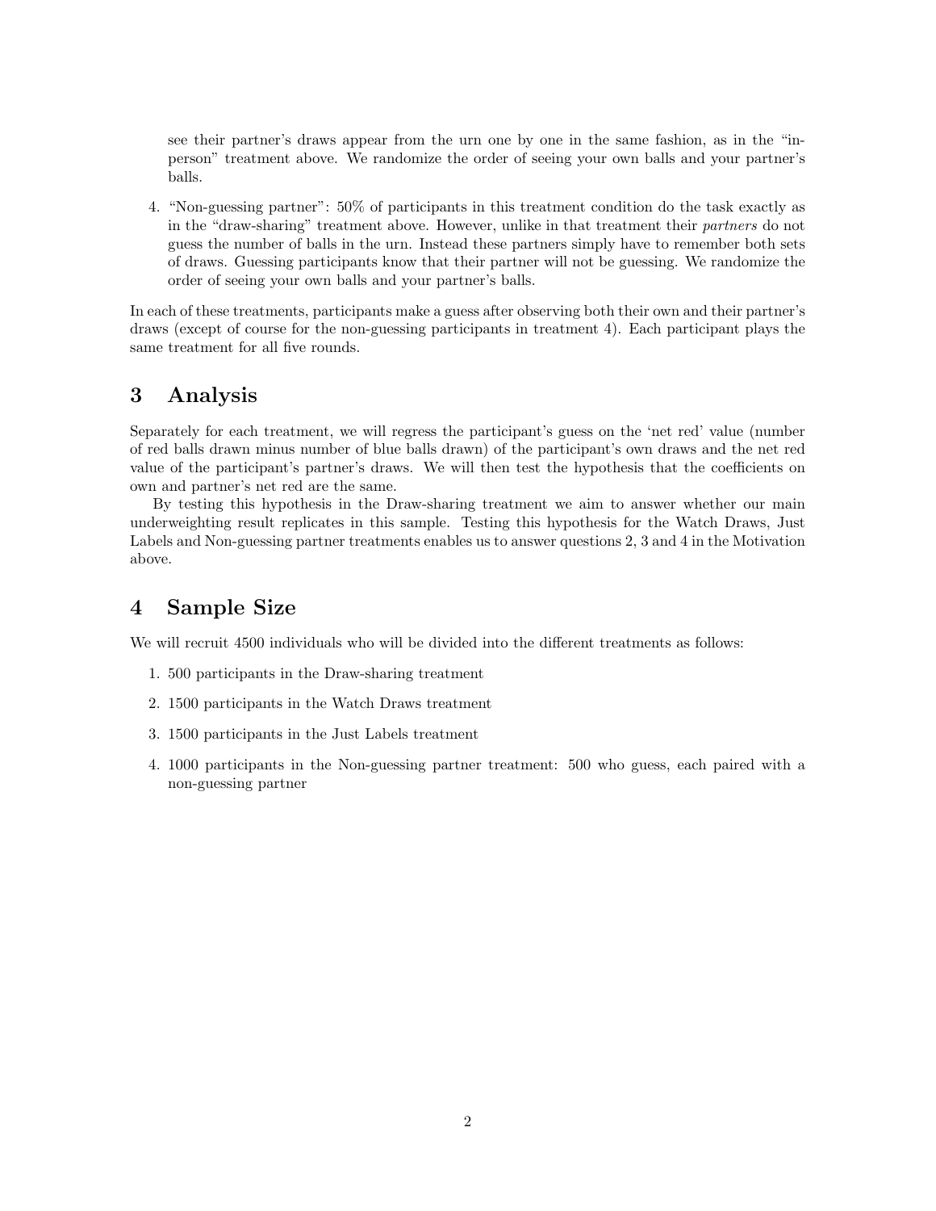see their partner's draws appear from the urn one by one in the same fashion, as in the "in-person" treatment above. We randomize the order of seeing your own balls and your partner's balls.

4. "Non-guessing partner": 50% of participants in this treatment condition do the task exactly as in the "draw-sharing" treatment above. However, unlike in that treatment their *partners* do not guess the number of balls in the urn. Instead these partners simply have to remember both sets of draws. Guessing participants know that their partner will not be guessing. We randomize the order of seeing your own balls and your partner's balls.

In each of these treatments, participants make a guess after observing both their own and their partner's draws (except of course for the non-guessing participants in treatment 4). Each participant plays the same treatment for all five rounds.

## 3 Analysis

Separately for each treatment, we will regress the participant's guess on the 'net red' value (number of red balls drawn minus number of blue balls drawn) of the participant's own draws and the net red value of the participant's partner's draws. We will then test the hypothesis that the coefficients on own and partner's net red are the same.

By testing this hypothesis in the Draw-sharing treatment we aim to answer whether our main underweighting result replicates in this sample. Testing this hypothesis for the Watch Draws, Just Labels and Non-guessing partner treatments enables us to answer questions 2, 3 and 4 in the Motivation above.

## 4 Sample Size

We will recruit 4500 individuals who will be divided into the different treatments as follows:

1. 500 participants in the Draw-sharing treatment
2. 1500 participants in the Watch Draws treatment
3. 1500 participants in the Just Labels treatment
4. 1000 participants in the Non-guessing partner treatment: 500 who guess, each paired with a non-guessing partner